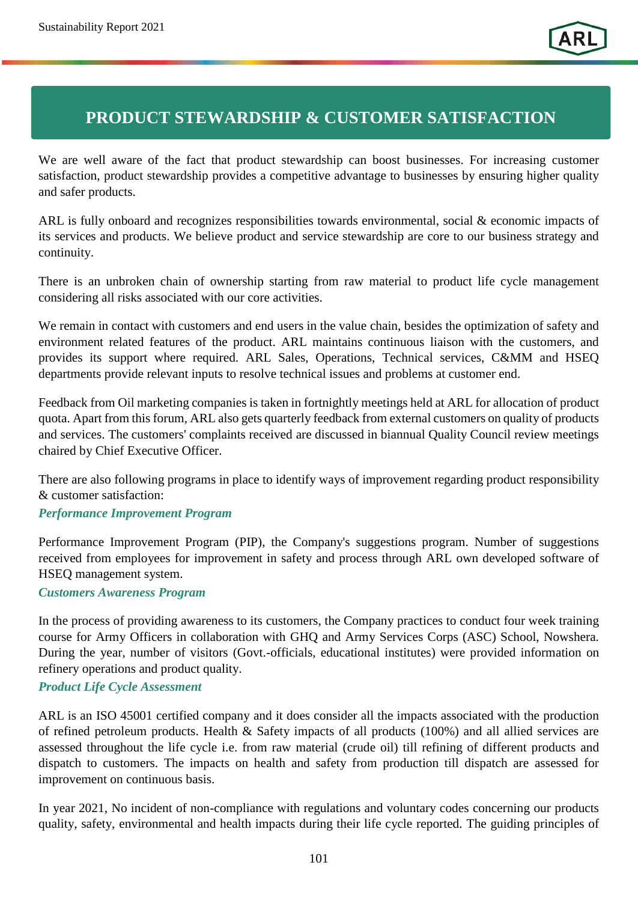# PRODUCT STEWARDSHIP & CUSTOMER SATISFACTION

We are well aware of the fact that product stewardship can boost businesses. For increasing customer satisfaction, product stewardship provides a competitive advantage to businesses by ensuring higher quality and safer products.

ARL is fully onboard and recognizes responsibilities towards environmental, social & economic impacts of its services and products. We believe product and service stewardship are core to our business strategy and continuity.

There is an unbroken chain of ownership starting from raw material to product life cycle management considering all risks associated with our core activities.

We remain in contact with customers and end users in the value chain, besides the optimization of safety and environment related features of the product. ARL maintains continuous liaison with the customers, and provides its support where required. ARL Sales, Operations, Technical services, C&MM and HSEQ departments provide relevant inputs to resolve technical issues and problems at customer end.

Feedback from Oil marketing companies is taken in fortnightly meetings held at ARL for allocation of product quota. Apart from this forum, ARL also gets quarterly feedback from external customers on quality of products and services. The customers' complaints received are discussed in biannual Quality Council review meetings chaired by Chief Executive Officer.

There are also following programs in place to identify ways of improvement regarding product responsibility & customer satisfaction:

### *Performance Improvement Program*

Performance Improvement Program (PIP), the Company's suggestions program. Number of suggestions received from employees for improvement in safety and process through ARL own developed software of HSEQ management system.

### *Customers Awareness Program*

In the process of providing awareness to its customers, the Company practices to conduct four week training course for Army Officers in collaboration with GHQ and Army Services Corps (ASC) School, Nowshera. During the year, number of visitors (Govt.-officials, educational institutes) were provided information on refinery operations and product quality.

### *Product Life Cycle Assessment*

ARL is an ISO 45001 certified company and it does consider all the impacts associated with the production of refined petroleum products. Health & Safety impacts of all products (100%) and all allied services are assessed throughout the life cycle i.e. from raw material (crude oil) till refining of different products and dispatch to customers. The impacts on health and safety from production till dispatch are assessed for improvement on continuous basis.

In year 2021, No incident of non-compliance with regulations and voluntary codes concerning our products quality, safety, environmental and health impacts during their life cycle reported. The guiding principles of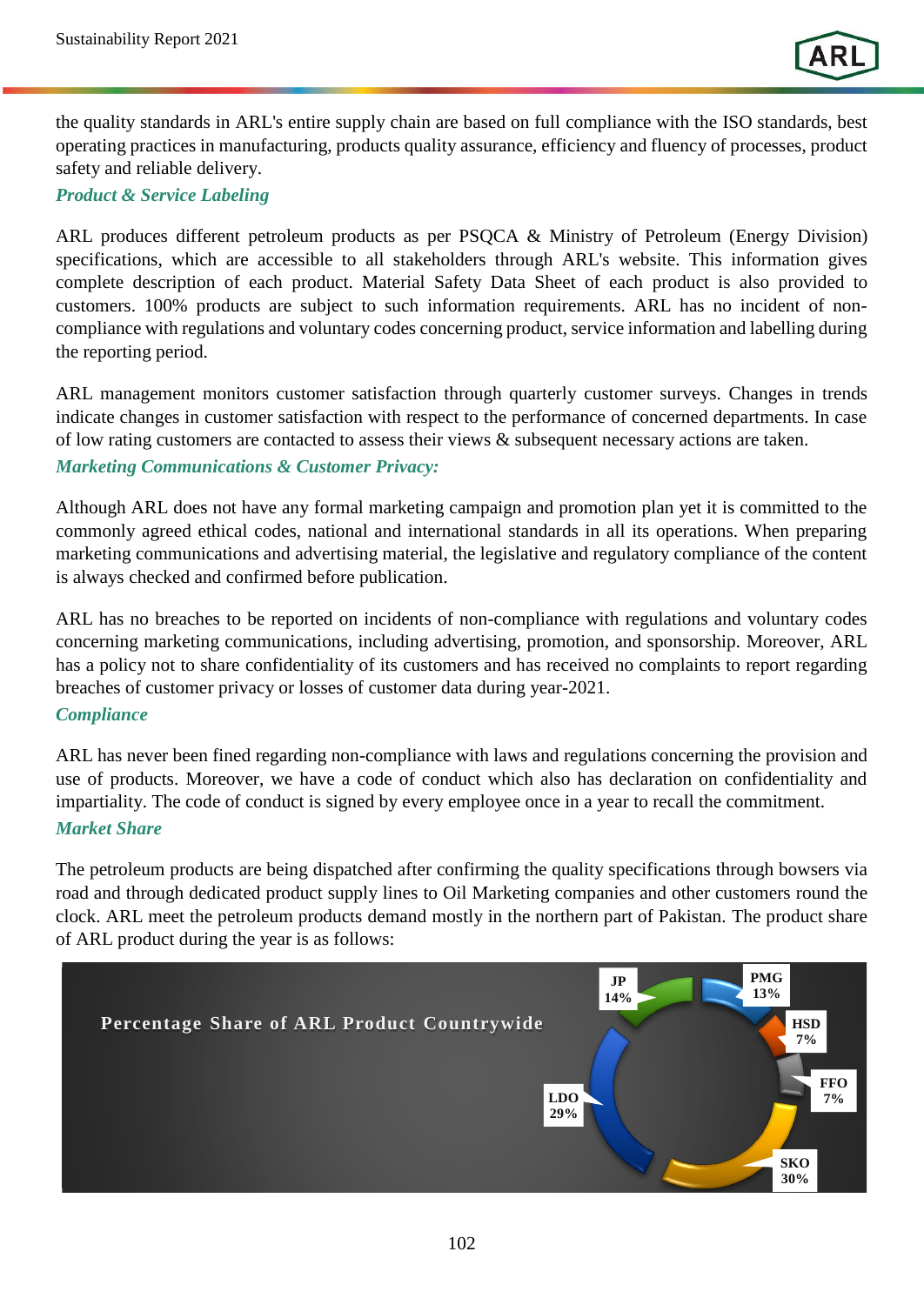the quality standards in ARL's entire supply chain are based on full compliance with the ISO standards, best operating practices in manufacturing, products quality assurance, efficiency and fluency of processes, product safety and reliable delivery.

### *Product & Service Labeling*

ARL produces different petroleum products as per PSQCA & Ministry of Petroleum (Energy Division) specifications, which are accessible to all stakeholders through ARL's website. This information gives complete description of each product. Material Safety Data Sheet of each product is also provided to customers. 100% products are subject to such information requirements. ARL has no incident of non-compliance with regulations and voluntary codes concerning product, service information and labelling during the reporting period.

ARL management monitors customer satisfaction through quarterly customer surveys. Changes in trends indicate changes in customer satisfaction with respect to the performance of concerned departments. In case of low rating customers are contacted to assess their views & subsequent necessary actions are taken.

### *Marketing Communications & Customer Privacy:*

Although ARL does not have any formal marketing campaign and promotion plan yet it is committed to the commonly agreed ethical codes, national and international standards in all its operations. When preparing marketing communications and advertising material, the legislative and regulatory compliance of the content is always checked and confirmed before publication.

ARL has no breaches to be reported on incidents of non-compliance with regulations and voluntary codes concerning marketing communications, including advertising, promotion, and sponsorship. Moreover, ARL has a policy not to share confidentiality of its customers and has received no complaints to report regarding breaches of customer privacy or losses of customer data during year-2021.

### *Compliance*

ARL has never been fined regarding non-compliance with laws and regulations concerning the provision and use of products. Moreover, we have a code of conduct which also has declaration on confidentiality and impartiality. The code of conduct is signed by every employee once in a year to recall the commitment.

### *Market Share*

The petroleum products are being dispatched after confirming the quality specifications through bowsers via road and through dedicated product supply lines to Oil Marketing companies and other customers round the clock. ARL meet the petroleum products demand mostly in the northern part of Pakistan. The product share of ARL product during the year is as follows:

Percentage Share of ARL Product Countrywide

JP 14%
PMG 13%
HSD 7%
FFO 7%
SKO 30%
LDO 29%